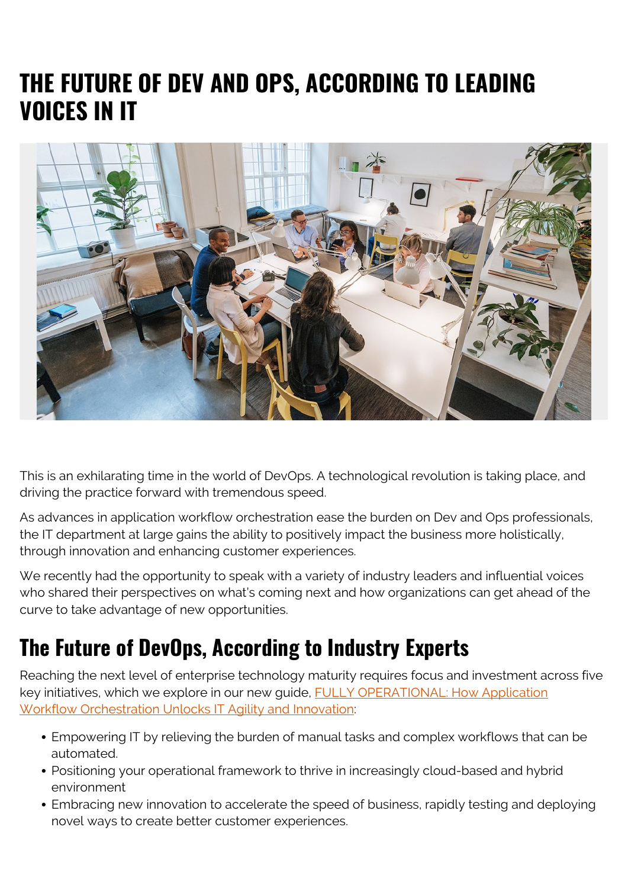# THE FUTURE OF DEV AND OPS, ACCORDING TO LEADING VOICES IN IT

This is an exhilarating time in the world of DevOps. A technological revolution is taking place, and driving the practice forward with tremendous speed.

As advances in application workflow orchestration ease the burden on Dev and Ops professionals, the IT department at large gains the ability to positively impact the business more holistically, through innovation and enhancing customer experiences.

We recently had the opportunity to speak with a variety of industry leaders and influential voices who shared their perspectives on what's coming next and how organizations can get ahead of the curve to take advantage of new opportunities.

## The Future of DevOps, According to Industry Experts

Reaching the next level of enterprise technology maturity requires focus and investment across five key initiatives, which we explore in our new guide, [FULLY OPERATIONAL: How Application Workflow Orchestration Unlocks IT Agility and Innovation]:

- Empowering IT by relieving the burden of manual tasks and complex workflows that can be automated.
- Positioning your operational framework to thrive in increasingly cloud-based and hybrid environment
- Embracing new innovation to accelerate the speed of business, rapidly testing and deploying novel ways to create better customer experiences.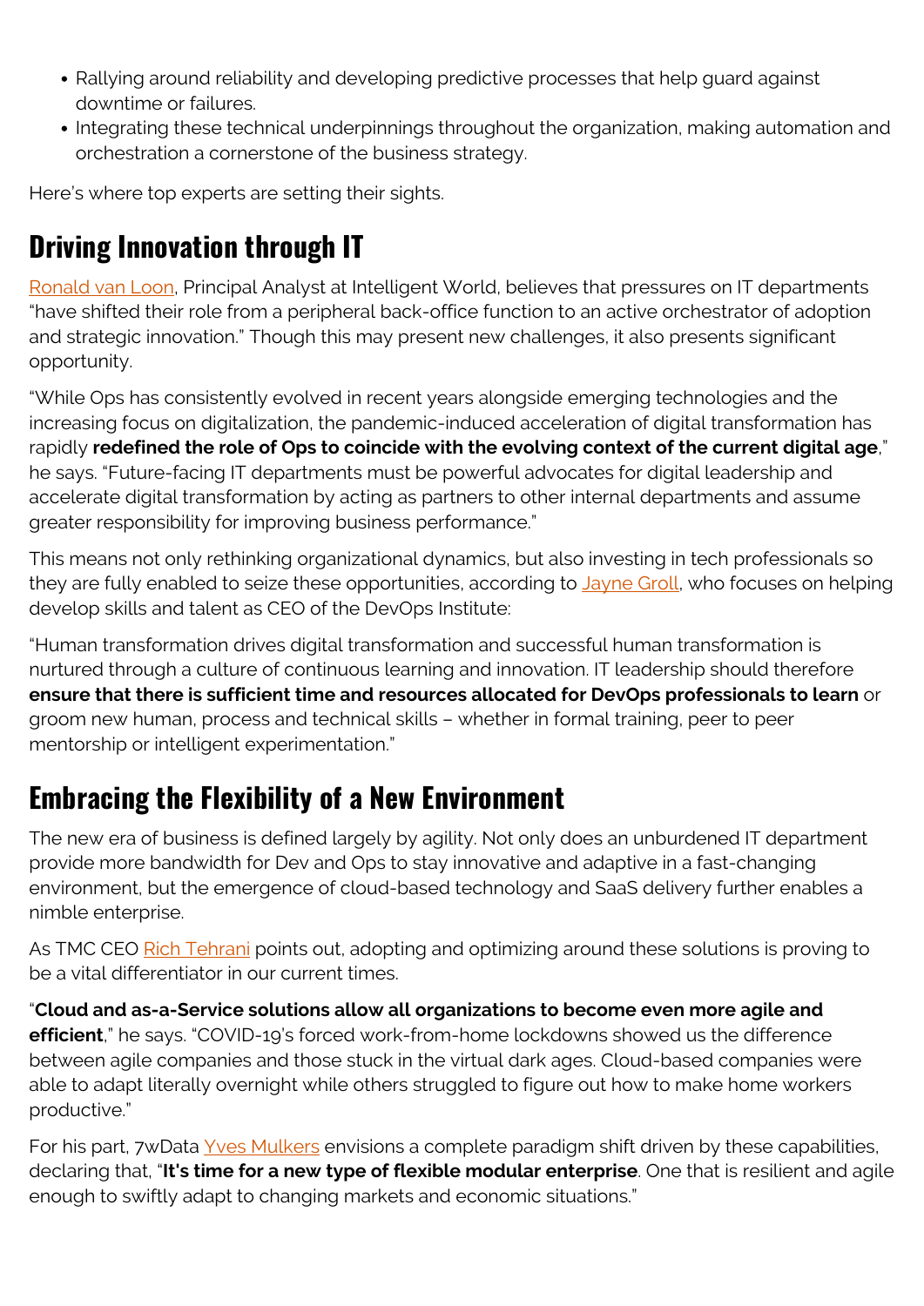- Rallying around reliability and developing predictive processes that help guard against downtime or failures.
- Integrating these technical underpinnings throughout the organization, making automation and orchestration a cornerstone of the business strategy.

Here's where top experts are setting their sights.

## Driving Innovation through IT

Ronald van Loon, Principal Analyst at Intelligent World, believes that pressures on IT departments "have shifted their role from a peripheral back-office function to an active orchestrator of adoption and strategic innovation." Though this may present new challenges, it also presents significant opportunity.

"While Ops has consistently evolved in recent years alongside emerging technologies and the increasing focus on digitalization, the pandemic-induced acceleration of digital transformation has rapidly **redefined the role of Ops to coincide with the evolving context of the current digital age**," he says. "Future-facing IT departments must be powerful advocates for digital leadership and accelerate digital transformation by acting as partners to other internal departments and assume greater responsibility for improving business performance."

This means not only rethinking organizational dynamics, but also investing in tech professionals so they are fully enabled to seize these opportunities, according to Jayne Groll, who focuses on helping develop skills and talent as CEO of the DevOps Institute:

"Human transformation drives digital transformation and successful human transformation is nurtured through a culture of continuous learning and innovation. IT leadership should therefore **ensure that there is sufficient time and resources allocated for DevOps professionals to learn** or groom new human, process and technical skills – whether in formal training, peer to peer mentorship or intelligent experimentation."

## Embracing the Flexibility of a New Environment

The new era of business is defined largely by agility. Not only does an unburdened IT department provide more bandwidth for Dev and Ops to stay innovative and adaptive in a fast-changing environment, but the emergence of cloud-based technology and SaaS delivery further enables a nimble enterprise.

As TMC CEO Rich Tehrani points out, adopting and optimizing around these solutions is proving to be a vital differentiator in our current times.

"**Cloud and as-a-Service solutions allow all organizations to become even more agile and efficient**," he says. "COVID-19's forced work-from-home lockdowns showed us the difference between agile companies and those stuck in the virtual dark ages. Cloud-based companies were able to adapt literally overnight while others struggled to figure out how to make home workers productive."

For his part, 7wData Yves Mulkers envisions a complete paradigm shift driven by these capabilities, declaring that, "**It's time for a new type of flexible modular enterprise**. One that is resilient and agile enough to swiftly adapt to changing markets and economic situations."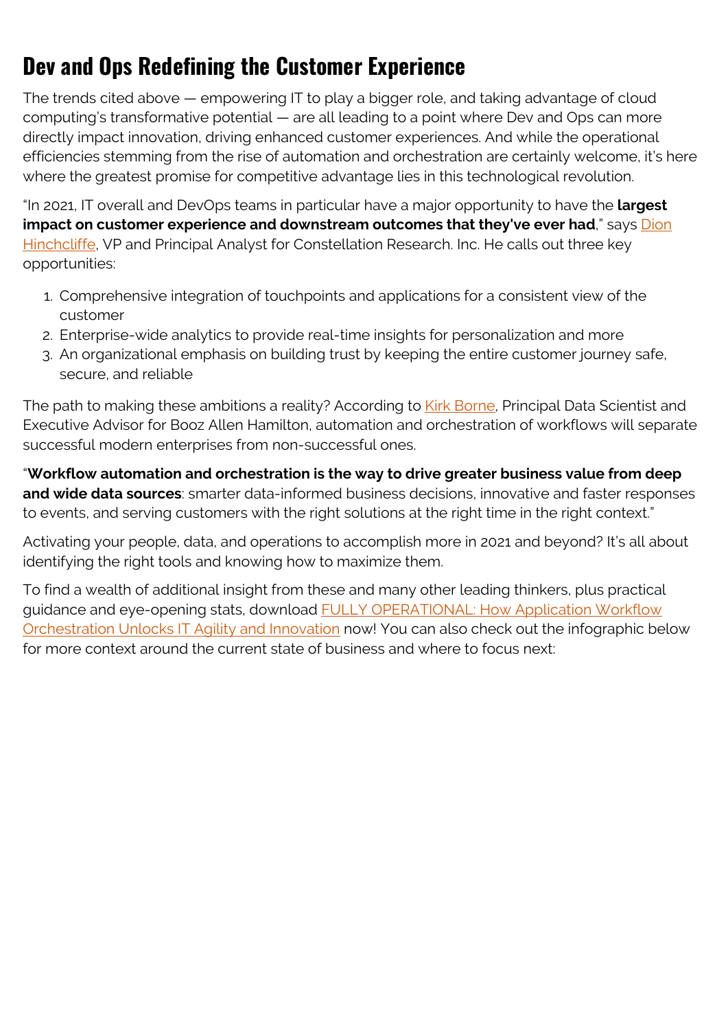## Dev and Ops Redefining the Customer Experience

The trends cited above — empowering IT to play a bigger role, and taking advantage of cloud computing's transformative potential — are all leading to a point where Dev and Ops can more directly impact innovation, driving enhanced customer experiences. And while the operational efficiencies stemming from the rise of automation and orchestration are certainly welcome, it's here where the greatest promise for competitive advantage lies in this technological revolution.

"In 2021, IT overall and DevOps teams in particular have a major opportunity to have the **largest impact on customer experience and downstream outcomes that they've ever had**," says Dion Hinchcliffe, VP and Principal Analyst for Constellation Research. Inc. He calls out three key opportunities:

1. Comprehensive integration of touchpoints and applications for a consistent view of the customer
2. Enterprise-wide analytics to provide real-time insights for personalization and more
3. An organizational emphasis on building trust by keeping the entire customer journey safe, secure, and reliable

The path to making these ambitions a reality? According to Kirk Borne, Principal Data Scientist and Executive Advisor for Booz Allen Hamilton, automation and orchestration of workflows will separate successful modern enterprises from non-successful ones.

"**Workflow automation and orchestration is the way to drive greater business value from deep and wide data sources**: smarter data-informed business decisions, innovative and faster responses to events, and serving customers with the right solutions at the right time in the right context."

Activating your people, data, and operations to accomplish more in 2021 and beyond? It's all about identifying the right tools and knowing how to maximize them.

To find a wealth of additional insight from these and many other leading thinkers, plus practical guidance and eye-opening stats, download FULLY OPERATIONAL: How Application Workflow Orchestration Unlocks IT Agility and Innovation now! You can also check out the infographic below for more context around the current state of business and where to focus next: